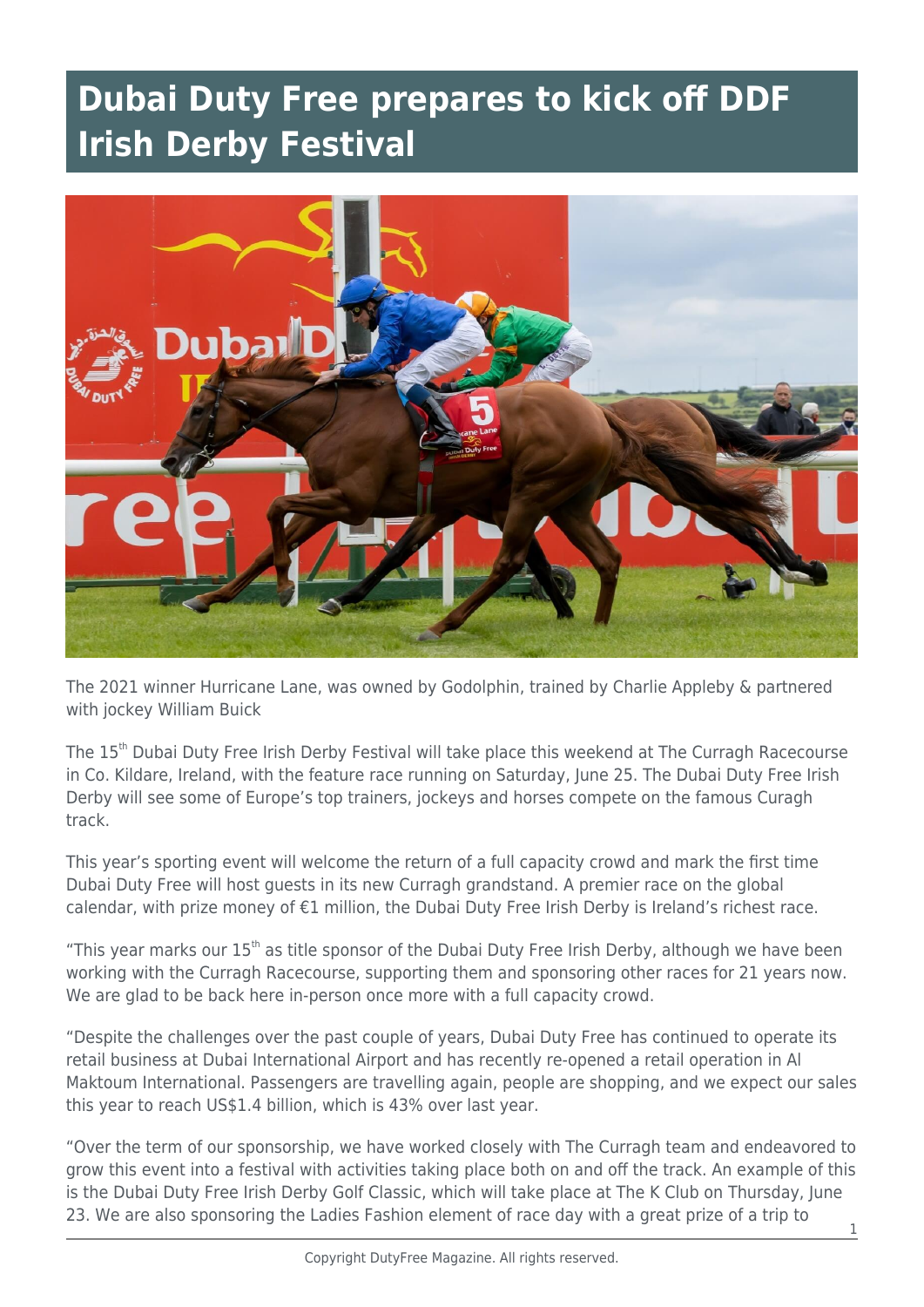# Dubai Duty Free prepares to kick off DDF Irish Derby Festival

The 2021 winner Hurricane Lane, was owned by Godolphin, trained by Charlie Appleby & partnered with jockey William Buick

The 15th Dubai Duty Free Irish Derby Festival will take place this weekend at The Curragh Racecourse in Co. Kildare, Ireland, with the feature race running on Saturday, June 25. The Dubai Duty Free Irish Derby will see some of Europe's top trainers, jockeys and horses compete on the famous Curagh track.

This year's sporting event will welcome the return of a full capacity crowd and mark the first time Dubai Duty Free will host guests in its new Curragh grandstand. A premier race on the global calendar, with prize money of €1 million, the Dubai Duty Free Irish Derby is Ireland's richest race.

"This year marks our 15th as title sponsor of the Dubai Duty Free Irish Derby, although we have been working with the Curragh Racecourse, supporting them and sponsoring other races for 21 years now. We are glad to be back here in-person once more with a full capacity crowd.

"Despite the challenges over the past couple of years, Dubai Duty Free has continued to operate its retail business at Dubai International Airport and has recently re-opened a retail operation in Al Maktoum International. Passengers are travelling again, people are shopping, and we expect our sales this year to reach US$1.4 billion, which is 43% over last year.

"Over the term of our sponsorship, we have worked closely with The Curragh team and endeavored to grow this event into a festival with activities taking place both on and off the track. An example of this is the Dubai Duty Free Irish Derby Golf Classic, which will take place at The K Club on Thursday, June 23. We are also sponsoring the Ladies Fashion element of race day with a great prize of a trip to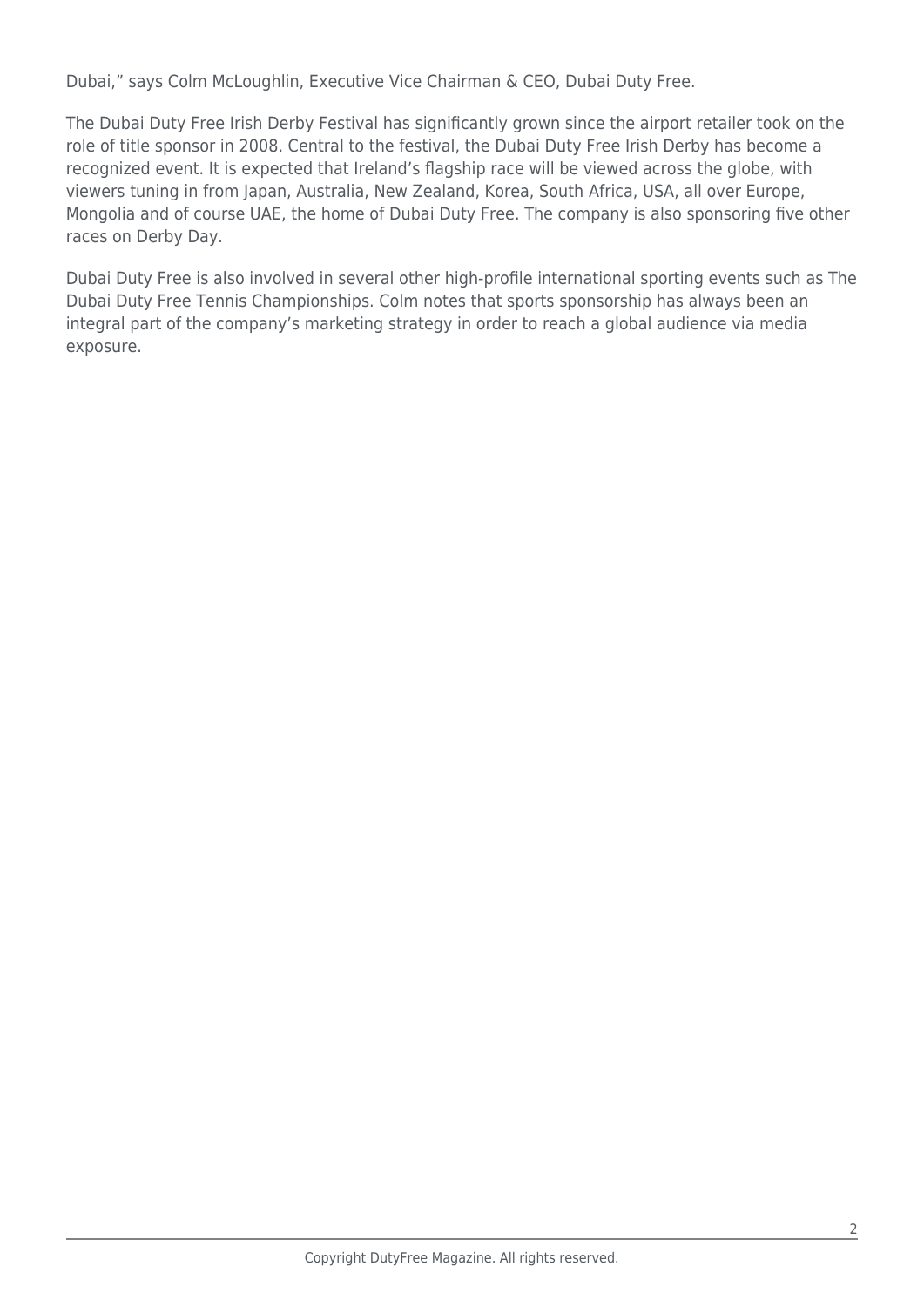Dubai," says Colm McLoughlin, Executive Vice Chairman & CEO, Dubai Duty Free.

The Dubai Duty Free Irish Derby Festival has significantly grown since the airport retailer took on the role of title sponsor in 2008. Central to the festival, the Dubai Duty Free Irish Derby has become a recognized event. It is expected that Ireland's flagship race will be viewed across the globe, with viewers tuning in from Japan, Australia, New Zealand, Korea, South Africa, USA, all over Europe, Mongolia and of course UAE, the home of Dubai Duty Free. The company is also sponsoring five other races on Derby Day.

Dubai Duty Free is also involved in several other high-profile international sporting events such as The Dubai Duty Free Tennis Championships. Colm notes that sports sponsorship has always been an integral part of the company's marketing strategy in order to reach a global audience via media exposure.